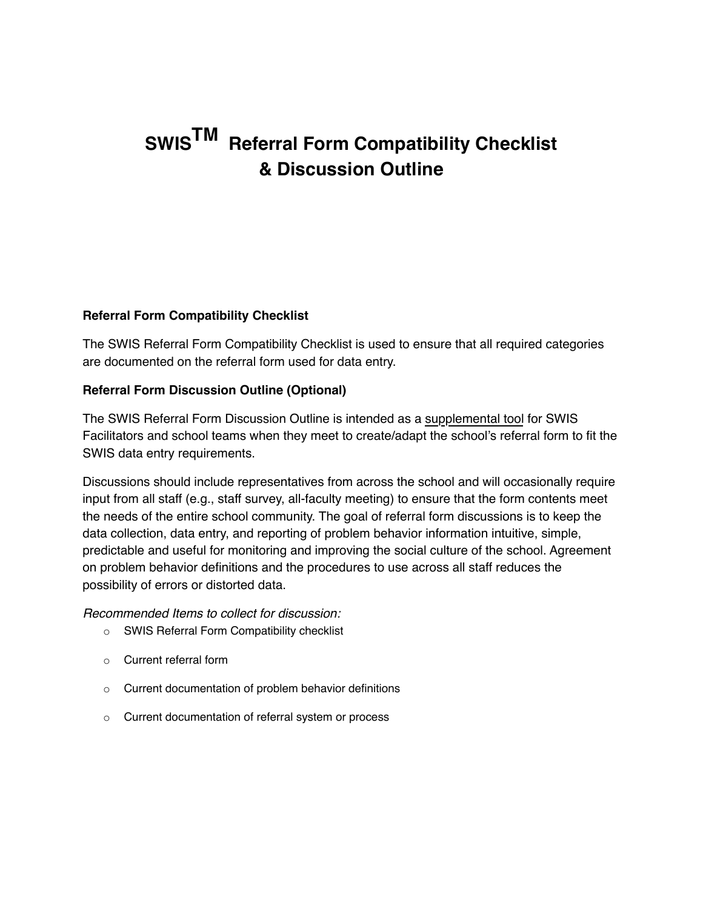# SWIS™ Referral Form Compatibility Checklist & Discussion Outline

**Referral Form Compatibility Checklist**

The SWIS Referral Form Compatibility Checklist is used to ensure that all required categories are documented on the referral form used for data entry.

**Referral Form Discussion Outline (Optional)**

The SWIS Referral Form Discussion Outline is intended as a supplemental tool for SWIS Facilitators and school teams when they meet to create/adapt the school's referral form to fit the SWIS data entry requirements.

Discussions should include representatives from across the school and will occasionally require input from all staff (e.g., staff survey, all-faculty meeting) to ensure that the form contents meet the needs of the entire school community. The goal of referral form discussions is to keep the data collection, data entry, and reporting of problem behavior information intuitive, simple, predictable and useful for monitoring and improving the social culture of the school. Agreement on problem behavior definitions and the procedures to use across all staff reduces the possibility of errors or distorted data.

*Recommended Items to collect for discussion:*

- SWIS Referral Form Compatibility checklist
- Current referral form
- Current documentation of problem behavior definitions
- Current documentation of referral system or process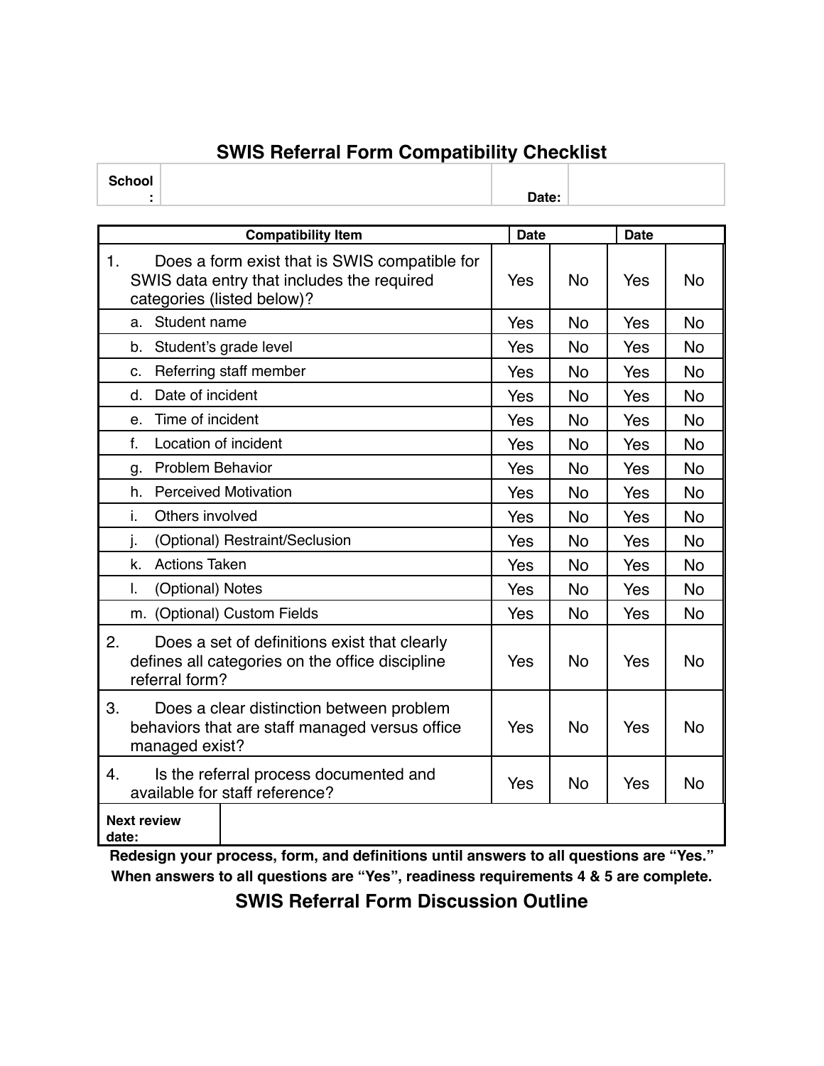# SWIS Referral Form Compatibility Checklist

| School: | | Date: | |
|---|---|---|---|

| Compatibility Item | Date | | Date | |
|---|---|---|---|---|
| 1. Does a form exist that is SWIS compatible for SWIS data entry that includes the required categories (listed below)? | Yes | No | Yes | No |
| a. Student name | Yes | No | Yes | No |
| b. Student's grade level | Yes | No | Yes | No |
| c. Referring staff member | Yes | No | Yes | No |
| d. Date of incident | Yes | No | Yes | No |
| e. Time of incident | Yes | No | Yes | No |
| f. Location of incident | Yes | No | Yes | No |
| g. Problem Behavior | Yes | No | Yes | No |
| h. Perceived Motivation | Yes | No | Yes | No |
| i. Others involved | Yes | No | Yes | No |
| j. (Optional) Restraint/Seclusion | Yes | No | Yes | No |
| k. Actions Taken | Yes | No | Yes | No |
| l. (Optional) Notes | Yes | No | Yes | No |
| m. (Optional) Custom Fields | Yes | No | Yes | No |
| 2. Does a set of definitions exist that clearly defines all categories on the office discipline referral form? | Yes | No | Yes | No |
| 3. Does a clear distinction between problem behaviors that are staff managed versus office managed exist? | Yes | No | Yes | No |
| 4. Is the referral process documented and available for staff reference? | Yes | No | Yes | No |
| **Next review date:** | | | | |

**Redesign your process, form, and definitions until answers to all questions are "Yes."**
**When answers to all questions are "Yes", readiness requirements 4 & 5 are complete.**

## SWIS Referral Form Discussion Outline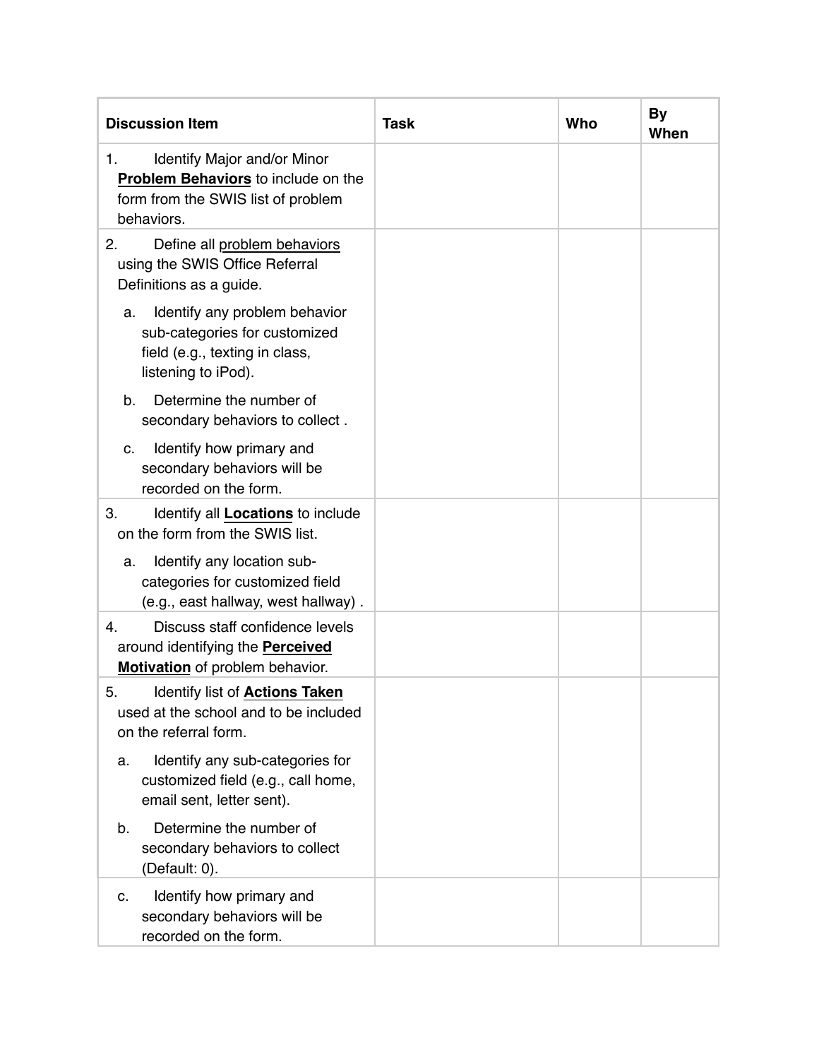| Discussion Item | Task | Who | By When |
|---|---|---|---|
| 1. Identify Major and/or Minor **Problem Behaviors** to include on the form from the SWIS list of problem behaviors. | | | |
| 2. Define all problem behaviors using the SWIS Office Referral Definitions as a guide.<br>a. Identify any problem behavior sub-categories for customized field (e.g., texting in class, listening to iPod).<br>b. Determine the number of secondary behaviors to collect .<br>c. Identify how primary and secondary behaviors will be recorded on the form. | | | |
| 3. Identify all **Locations** to include on the form from the SWIS list.<br>a. Identify any location sub-categories for customized field (e.g., east hallway, west hallway) . | | | |
| 4. Discuss staff confidence levels around identifying the **Perceived Motivation** of problem behavior. | | | |
| 5. Identify list of **Actions Taken** used at the school and to be included on the referral form.<br>a. Identify any sub-categories for customized field (e.g., call home, email sent, letter sent).<br>b. Determine the number of secondary behaviors to collect (Default: 0). | | | |
| c. Identify how primary and secondary behaviors will be recorded on the form. | | | |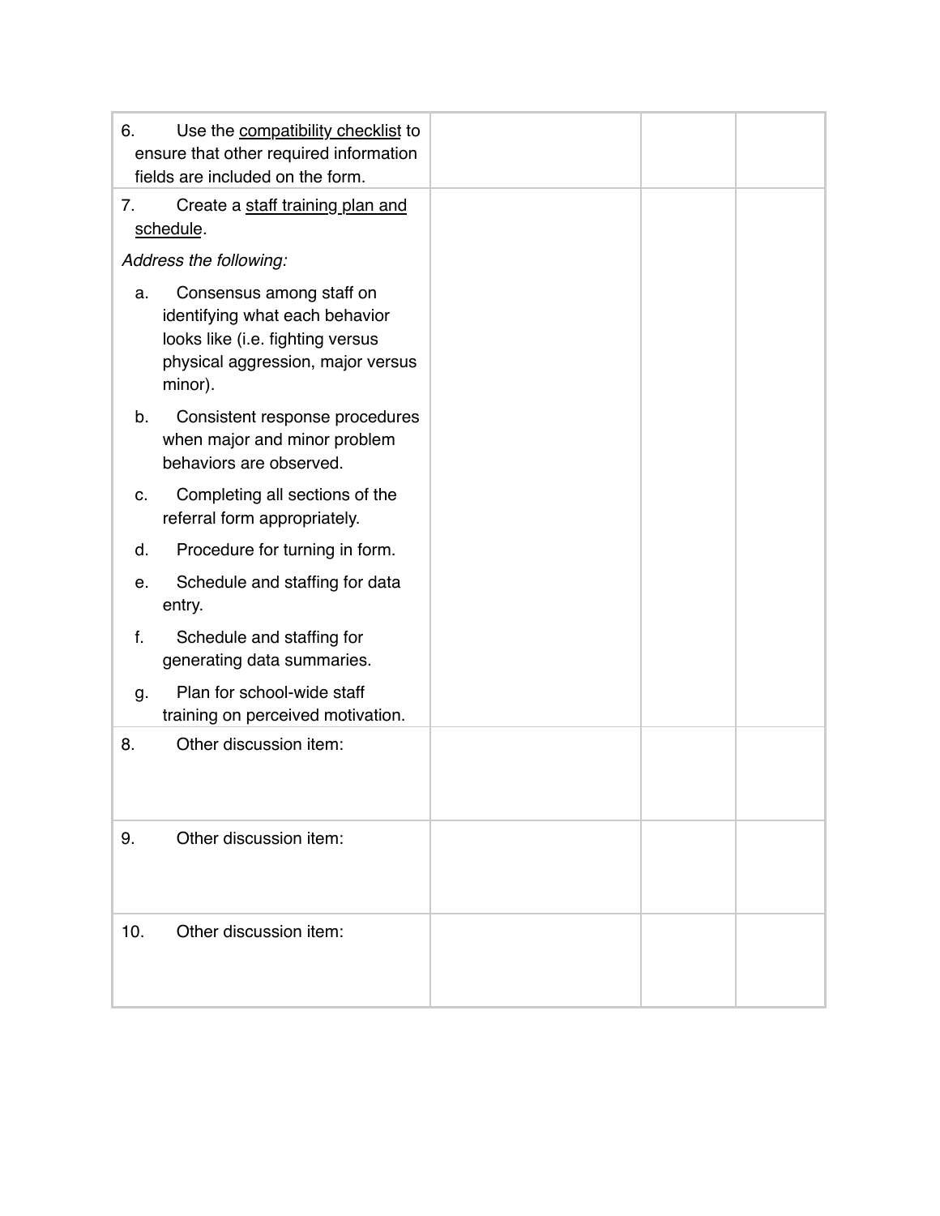| | | | |
|---|---|---|---|
| 6. Use the compatibility checklist to ensure that other required information fields are included on the form. | | | |
| 7. Create a staff training plan and schedule.<br>*Address the following:*<br>a. Consensus among staff on identifying what each behavior looks like (i.e. fighting versus physical aggression, major versus minor).<br>b. Consistent response procedures when major and minor problem behaviors are observed.<br>c. Completing all sections of the referral form appropriately.<br>d. Procedure for turning in form.<br>e. Schedule and staffing for data entry.<br>f. Schedule and staffing for generating data summaries.<br>g. Plan for school-wide staff training on perceived motivation. | | | |
| 8. Other discussion item: | | | |
| 9. Other discussion item: | | | |
| 10. Other discussion item: | | | |